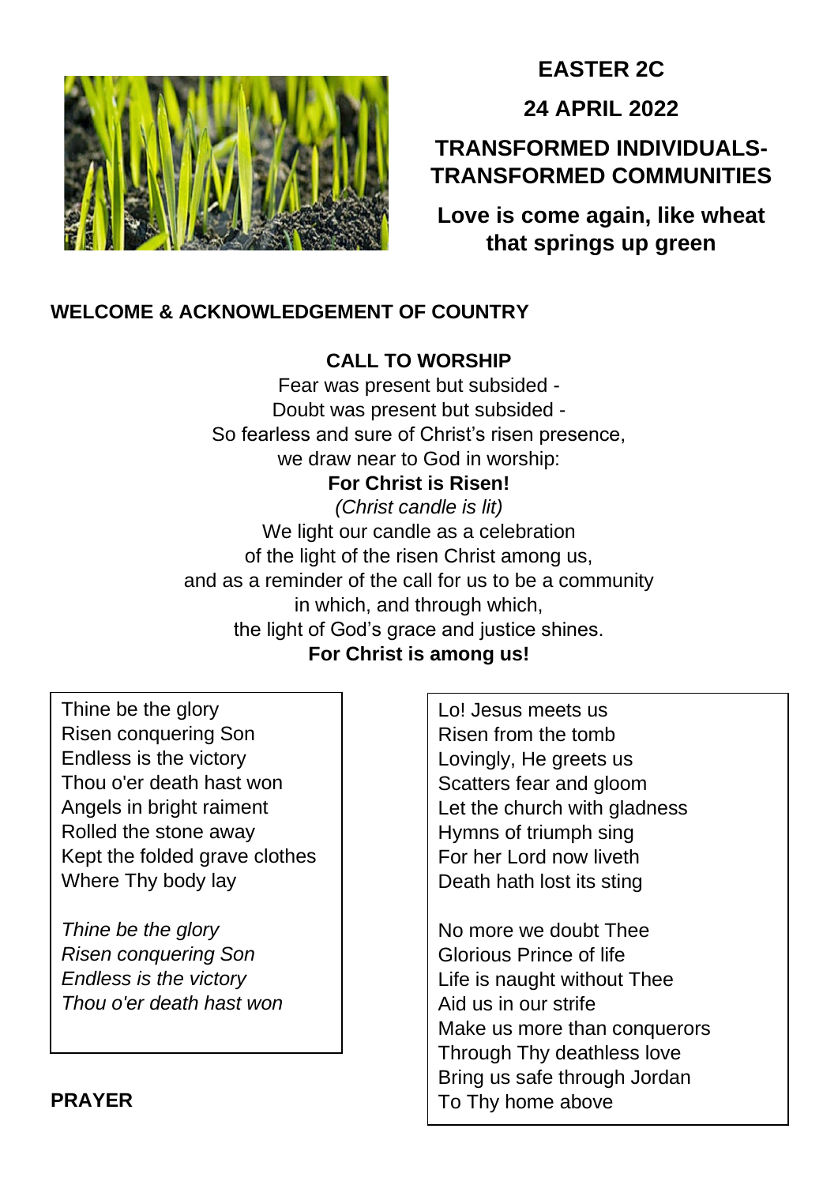# EASTER 2C

## 24 APRIL 2022

## TRANSFORMED INDIVIDUALS-TRANSFORMED COMMUNITIES

**Love is come again, like wheat that springs up green**

### WELCOME & ACKNOWLEDGEMENT OF COUNTRY

### CALL TO WORSHIP

Fear was present but subsided -
Doubt was present but subsided -
So fearless and sure of Christ's risen presence,
we draw near to God in worship:
**For Christ is Risen!**
*(Christ candle is lit)*
We light our candle as a celebration
of the light of the risen Christ among us,
and as a reminder of the call for us to be a community
in which, and through which,
the light of God's grace and justice shines.
**For Christ is among us!**

Thine be the glory
Risen conquering Son
Endless is the victory
Thou o'er death hast won
Angels in bright raiment
Rolled the stone away
Kept the folded grave clothes
Where Thy body lay

*Thine be the glory*
*Risen conquering Son*
*Endless is the victory*
*Thou o'er death hast won*

Lo! Jesus meets us
Risen from the tomb
Lovingly, He greets us
Scatters fear and gloom
Let the church with gladness
Hymns of triumph sing
For her Lord now liveth
Death hath lost its sting

No more we doubt Thee
Glorious Prince of life
Life is naught without Thee
Aid us in our strife
Make us more than conquerors
Through Thy deathless love
Bring us safe through Jordan
To Thy home above

### PRAYER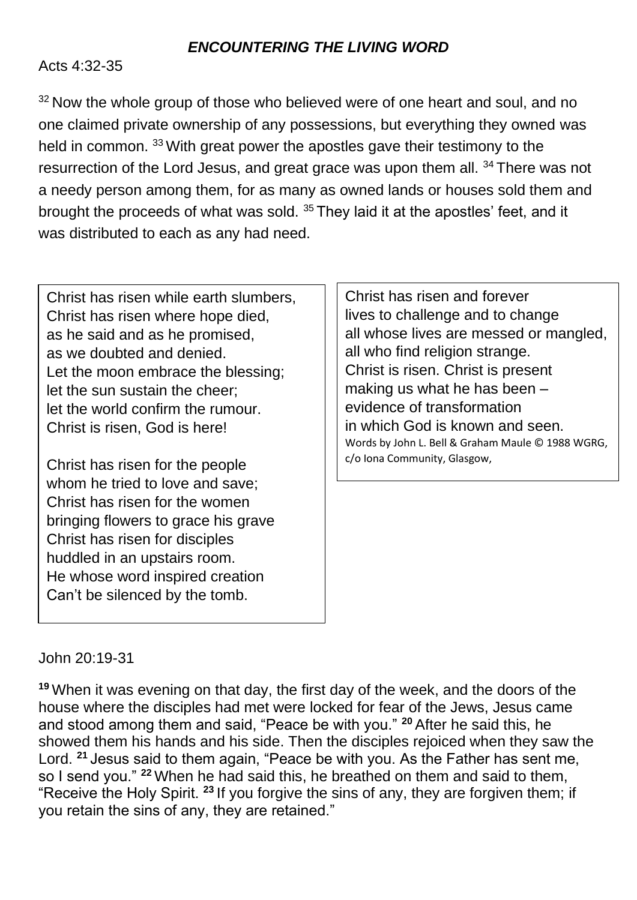### ***ENCOUNTERING THE LIVING WORD***

Acts 4:32-35

[32] Now the whole group of those who believed were of one heart and soul, and no one claimed private ownership of any possessions, but everything they owned was held in common. [33] With great power the apostles gave their testimony to the resurrection of the Lord Jesus, and great grace was upon them all. [34] There was not a needy person among them, for as many as owned lands or houses sold them and brought the proceeds of what was sold. [35] They laid it at the apostles' feet, and it was distributed to each as any had need.

Christ has risen while earth slumbers,
Christ has risen where hope died,
as he said and as he promised,
as we doubted and denied.
Let the moon embrace the blessing;
let the sun sustain the cheer;
let the world confirm the rumour.
Christ is risen, God is here!

Christ has risen for the people
whom he tried to love and save;
Christ has risen for the women
bringing flowers to grace his grave
Christ has risen for disciples
huddled in an upstairs room.
He whose word inspired creation
Can't be silenced by the tomb.

Christ has risen and forever
lives to challenge and to change
all whose lives are messed or mangled,
all who find religion strange.
Christ is risen. Christ is present
making us what he has been –
evidence of transformation
in which God is known and seen.

Words by John L. Bell & Graham Maule © 1988 WGRG, c/o Iona Community, Glasgow,

John 20:19-31

**[19]** When it was evening on that day, the first day of the week, and the doors of the house where the disciples had met were locked for fear of the Jews, Jesus came and stood among them and said, "Peace be with you." **[20]** After he said this, he showed them his hands and his side. Then the disciples rejoiced when they saw the Lord. **[21]** Jesus said to them again, "Peace be with you. As the Father has sent me, so I send you." **[22]** When he had said this, he breathed on them and said to them, "Receive the Holy Spirit. **[23]** If you forgive the sins of any, they are forgiven them; if you retain the sins of any, they are retained."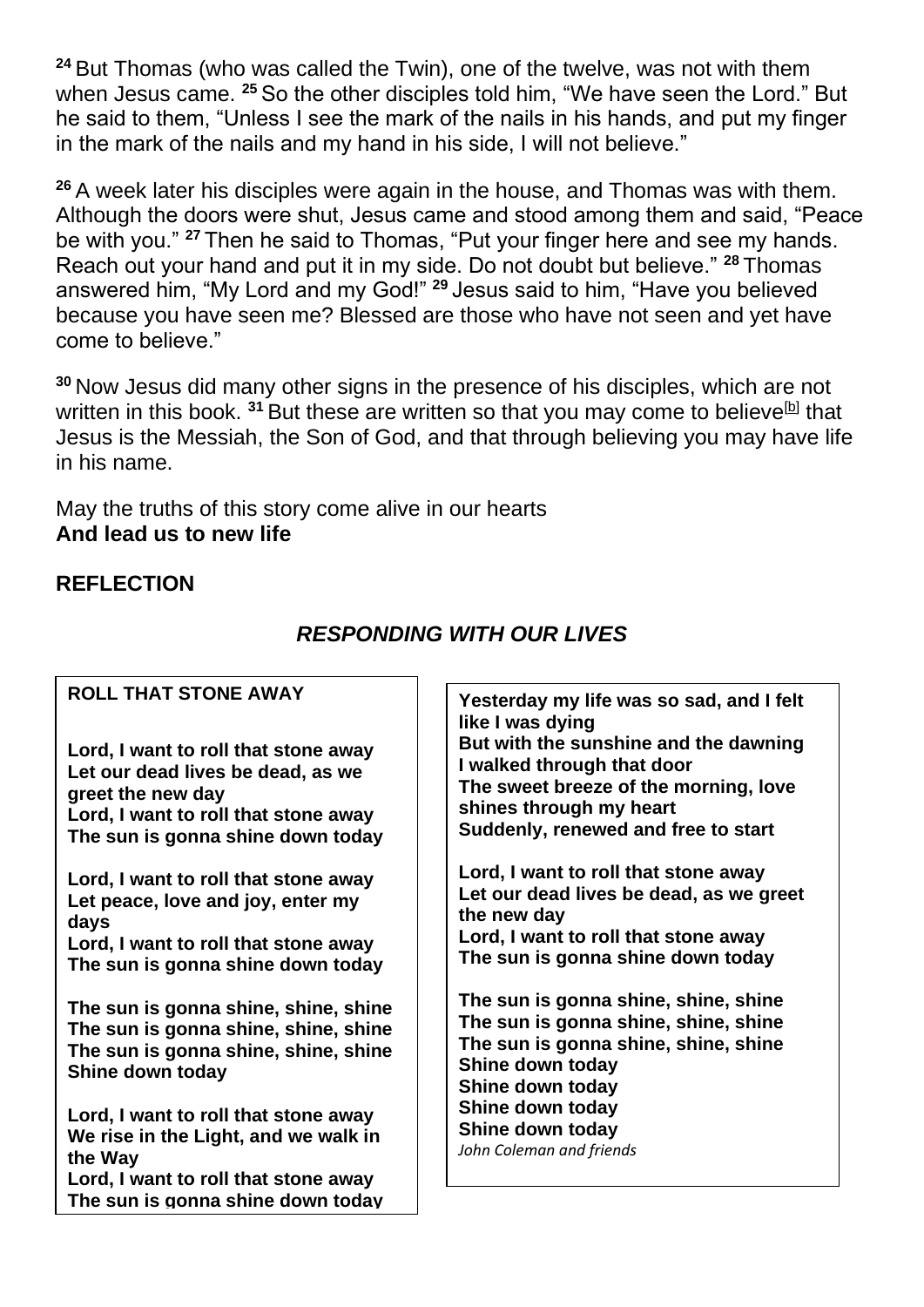[24] But Thomas (who was called the Twin), one of the twelve, was not with them when Jesus came. [25] So the other disciples told him, "We have seen the Lord." But he said to them, "Unless I see the mark of the nails in his hands, and put my finger in the mark of the nails and my hand in his side, I will not believe."

[26] A week later his disciples were again in the house, and Thomas was with them. Although the doors were shut, Jesus came and stood among them and said, "Peace be with you." [27] Then he said to Thomas, "Put your finger here and see my hands. Reach out your hand and put it in my side. Do not doubt but believe." [28] Thomas answered him, "My Lord and my God!" [29] Jesus said to him, "Have you believed because you have seen me? Blessed are those who have not seen and yet have come to believe."

[30] Now Jesus did many other signs in the presence of his disciples, which are not written in this book. [31] But these are written so that you may come to believe[b] that Jesus is the Messiah, the Son of God, and that through believing you may have life in his name.

May the truths of this story come alive in our hearts
**And lead us to new life**

## REFLECTION

## *RESPONDING WITH OUR LIVES*

**ROLL THAT STONE AWAY**

**Lord, I want to roll that stone away**
**Let our dead lives be dead, as we greet the new day**
**Lord, I want to roll that stone away**
**The sun is gonna shine down today**

**Lord, I want to roll that stone away**
**Let peace, love and joy, enter my days**
**Lord, I want to roll that stone away**
**The sun is gonna shine down today**

**The sun is gonna shine, shine, shine**
**The sun is gonna shine, shine, shine**
**The sun is gonna shine, shine, shine**
**Shine down today**

**Lord, I want to roll that stone away**
**We rise in the Light, and we walk in the Way**
**Lord, I want to roll that stone away**
**The sun is gonna shine down today**

**Yesterday my life was so sad, and I felt like I was dying**
**But with the sunshine and the dawning I walked through that door**
**The sweet breeze of the morning, love shines through my heart**
**Suddenly, renewed and free to start**

**Lord, I want to roll that stone away**
**Let our dead lives be dead, as we greet the new day**
**Lord, I want to roll that stone away**
**The sun is gonna shine down today**

**The sun is gonna shine, shine, shine**
**The sun is gonna shine, shine, shine**
**The sun is gonna shine, shine, shine**
**Shine down today**
**Shine down today**
**Shine down today**
**Shine down today**

*John Coleman and friends*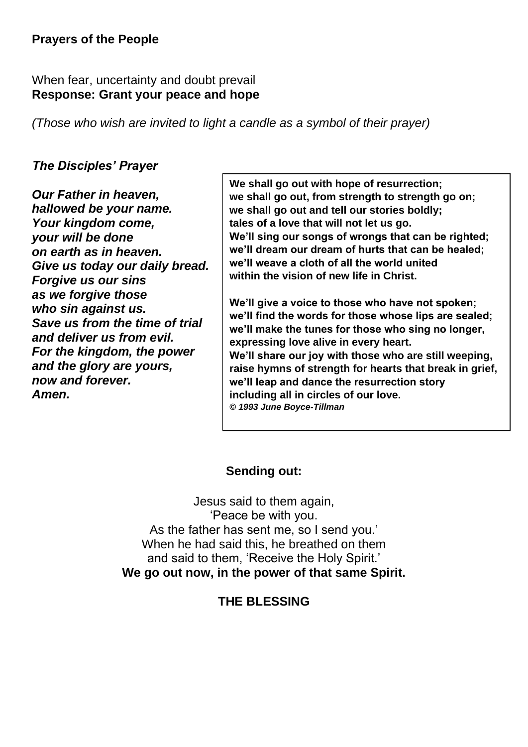**Prayers of the People**

When fear, uncertainty and doubt prevail
**Response: Grant your peace and hope**

*(Those who wish are invited to light a candle as a symbol of their prayer)*

***The Disciples' Prayer***

***Our Father in heaven,***
***hallowed be your name.***
***Your kingdom come,***
***your will be done***
***on earth as in heaven.***
***Give us today our daily bread.***
***Forgive us our sins***
***as we forgive those***
***who sin against us.***
***Save us from the time of trial***
***and deliver us from evil.***
***For the kingdom, the power***
***and the glory are yours,***
***now and forever.***
***Amen.***

**We shall go out with hope of resurrection;**
**we shall go out, from strength to strength go on;**
**we shall go out and tell our stories boldly;**
**tales of a love that will not let us go.**
**We'll sing our songs of wrongs that can be righted;**
**we'll dream our dream of hurts that can be healed;**
**we'll weave a cloth of all the world united**
**within the vision of new life in Christ.**

**We'll give a voice to those who have not spoken;**
**we'll find the words for those whose lips are sealed;**
**we'll make the tunes for those who sing no longer,**
**expressing love alive in every heart.**
**We'll share our joy with those who are still weeping,**
**raise hymns of strength for hearts that break in grief,**
**we'll leap and dance the resurrection story**
**including all in circles of our love.**
***© 1993 June Boyce-Tillman***

**Sending out:**

Jesus said to them again,
'Peace be with you.
As the father has sent me, so I send you.'
When he had said this, he breathed on them
and said to them, 'Receive the Holy Spirit.'
**We go out now, in the power of that same Spirit.**

**THE BLESSING**